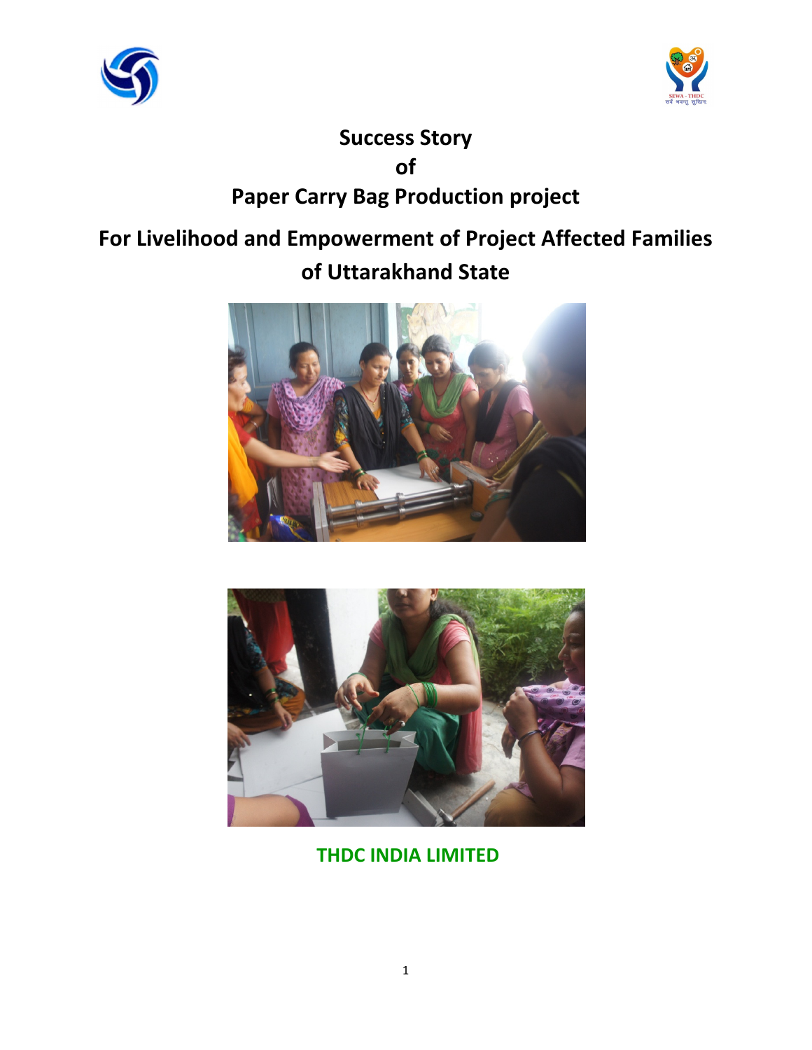# Success Story
# of
# Paper Carry Bag Production project

## For Livelihood and Empowerment of Project Affected Families of Uttarakhand State

**THDC INDIA LIMITED**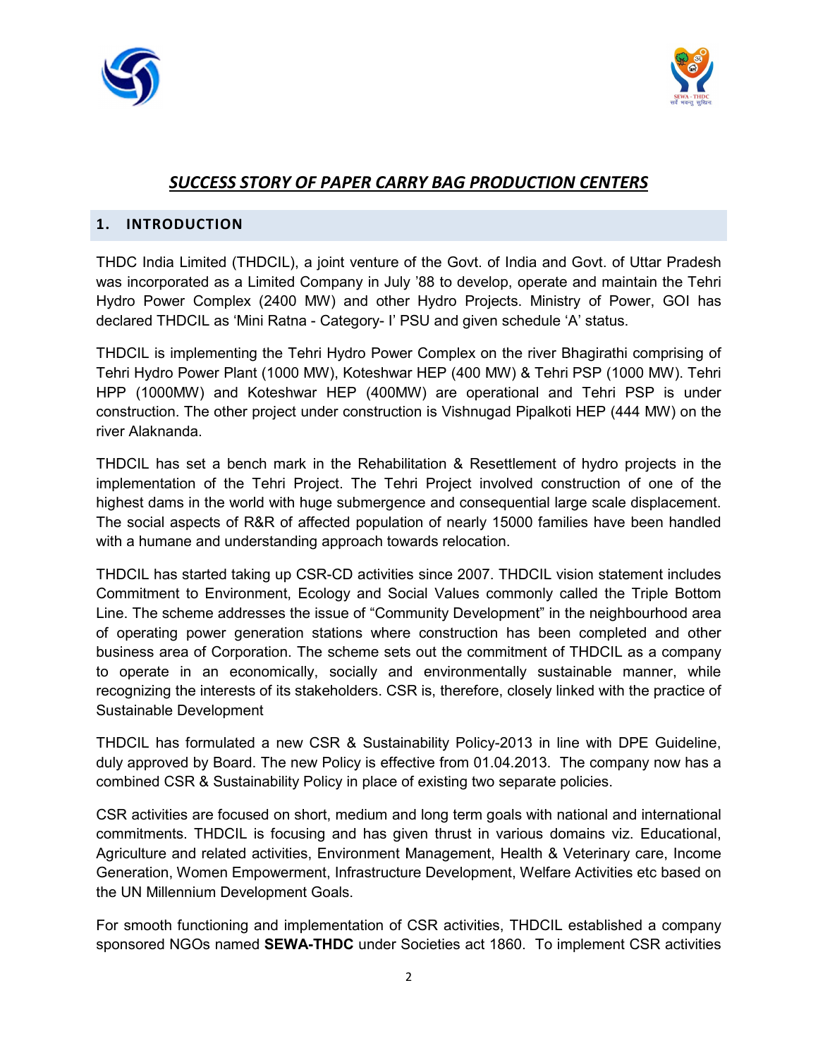# *SUCCESS STORY OF PAPER CARRY BAG PRODUCTION CENTERS*

## 1. INTRODUCTION

THDC India Limited (THDCIL), a joint venture of the Govt. of India and Govt. of Uttar Pradesh was incorporated as a Limited Company in July '88 to develop, operate and maintain the Tehri Hydro Power Complex (2400 MW) and other Hydro Projects. Ministry of Power, GOI has declared THDCIL as 'Mini Ratna - Category- I' PSU and given schedule 'A' status.

THDCIL is implementing the Tehri Hydro Power Complex on the river Bhagirathi comprising of Tehri Hydro Power Plant (1000 MW), Koteshwar HEP (400 MW) & Tehri PSP (1000 MW). Tehri HPP (1000MW) and Koteshwar HEP (400MW) are operational and Tehri PSP is under construction. The other project under construction is Vishnugad Pipalkoti HEP (444 MW) on the river Alaknanda.

THDCIL has set a bench mark in the Rehabilitation & Resettlement of hydro projects in the implementation of the Tehri Project. The Tehri Project involved construction of one of the highest dams in the world with huge submergence and consequential large scale displacement. The social aspects of R&R of affected population of nearly 15000 families have been handled with a humane and understanding approach towards relocation.

THDCIL has started taking up CSR-CD activities since 2007. THDCIL vision statement includes Commitment to Environment, Ecology and Social Values commonly called the Triple Bottom Line. The scheme addresses the issue of "Community Development" in the neighbourhood area of operating power generation stations where construction has been completed and other business area of Corporation. The scheme sets out the commitment of THDCIL as a company to operate in an economically, socially and environmentally sustainable manner, while recognizing the interests of its stakeholders. CSR is, therefore, closely linked with the practice of Sustainable Development

THDCIL has formulated a new CSR & Sustainability Policy-2013 in line with DPE Guideline, duly approved by Board. The new Policy is effective from 01.04.2013. The company now has a combined CSR & Sustainability Policy in place of existing two separate policies.

CSR activities are focused on short, medium and long term goals with national and international commitments. THDCIL is focusing and has given thrust in various domains viz. Educational, Agriculture and related activities, Environment Management, Health & Veterinary care, Income Generation, Women Empowerment, Infrastructure Development, Welfare Activities etc based on the UN Millennium Development Goals.

For smooth functioning and implementation of CSR activities, THDCIL established a company sponsored NGOs named **SEWA-THDC** under Societies act 1860. To implement CSR activities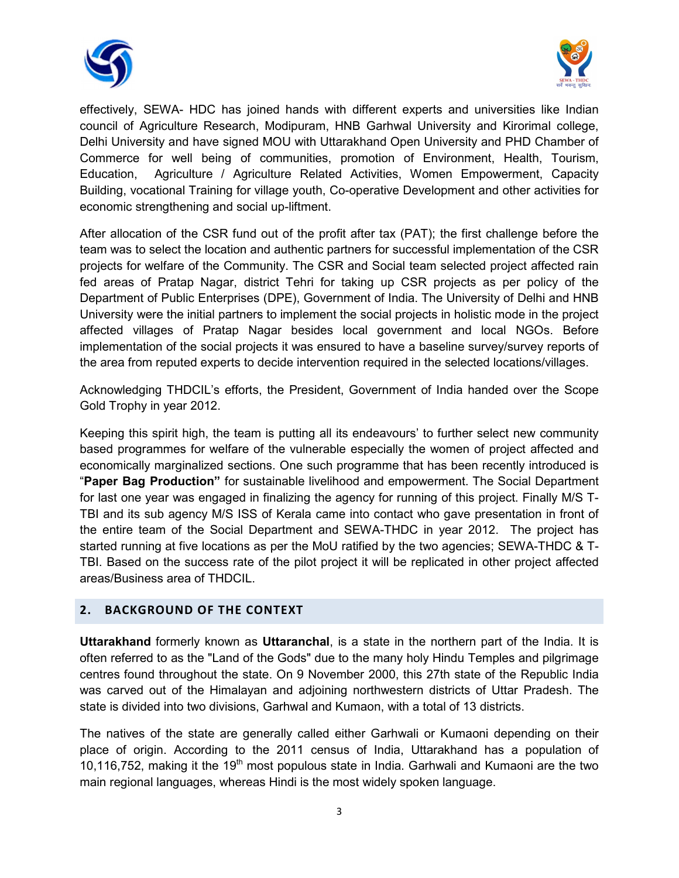effectively, SEWA- HDC has joined hands with different experts and universities like Indian council of Agriculture Research, Modipuram, HNB Garhwal University and Kirorimal college, Delhi University and have signed MOU with Uttarakhand Open University and PHD Chamber of Commerce for well being of communities, promotion of Environment, Health, Tourism, Education, Agriculture / Agriculture Related Activities, Women Empowerment, Capacity Building, vocational Training for village youth, Co-operative Development and other activities for economic strengthening and social up-liftment.

After allocation of the CSR fund out of the profit after tax (PAT); the first challenge before the team was to select the location and authentic partners for successful implementation of the CSR projects for welfare of the Community. The CSR and Social team selected project affected rain fed areas of Pratap Nagar, district Tehri for taking up CSR projects as per policy of the Department of Public Enterprises (DPE), Government of India. The University of Delhi and HNB University were the initial partners to implement the social projects in holistic mode in the project affected villages of Pratap Nagar besides local government and local NGOs. Before implementation of the social projects it was ensured to have a baseline survey/survey reports of the area from reputed experts to decide intervention required in the selected locations/villages.

Acknowledging THDCIL's efforts, the President, Government of India handed over the Scope Gold Trophy in year 2012.

Keeping this spirit high, the team is putting all its endeavours' to further select new community based programmes for welfare of the vulnerable especially the women of project affected and economically marginalized sections. One such programme that has been recently introduced is "**Paper Bag Production"** for sustainable livelihood and empowerment. The Social Department for last one year was engaged in finalizing the agency for running of this project. Finally M/S T-TBI and its sub agency M/S ISS of Kerala came into contact who gave presentation in front of the entire team of the Social Department and SEWA-THDC in year 2012. The project has started running at five locations as per the MoU ratified by the two agencies; SEWA-THDC & T-TBI. Based on the success rate of the pilot project it will be replicated in other project affected areas/Business area of THDCIL.

## 2. BACKGROUND OF THE CONTEXT

**Uttarakhand** formerly known as **Uttaranchal**, is a state in the northern part of the India. It is often referred to as the "Land of the Gods" due to the many holy Hindu Temples and pilgrimage centres found throughout the state. On 9 November 2000, this 27th state of the Republic India was carved out of the Himalayan and adjoining northwestern districts of Uttar Pradesh. The state is divided into two divisions, Garhwal and Kumaon, with a total of 13 districts.

The natives of the state are generally called either Garhwali or Kumaoni depending on their place of origin. According to the 2011 census of India, Uttarakhand has a population of 10,116,752, making it the 19th most populous state in India. Garhwali and Kumaoni are the two main regional languages, whereas Hindi is the most widely spoken language.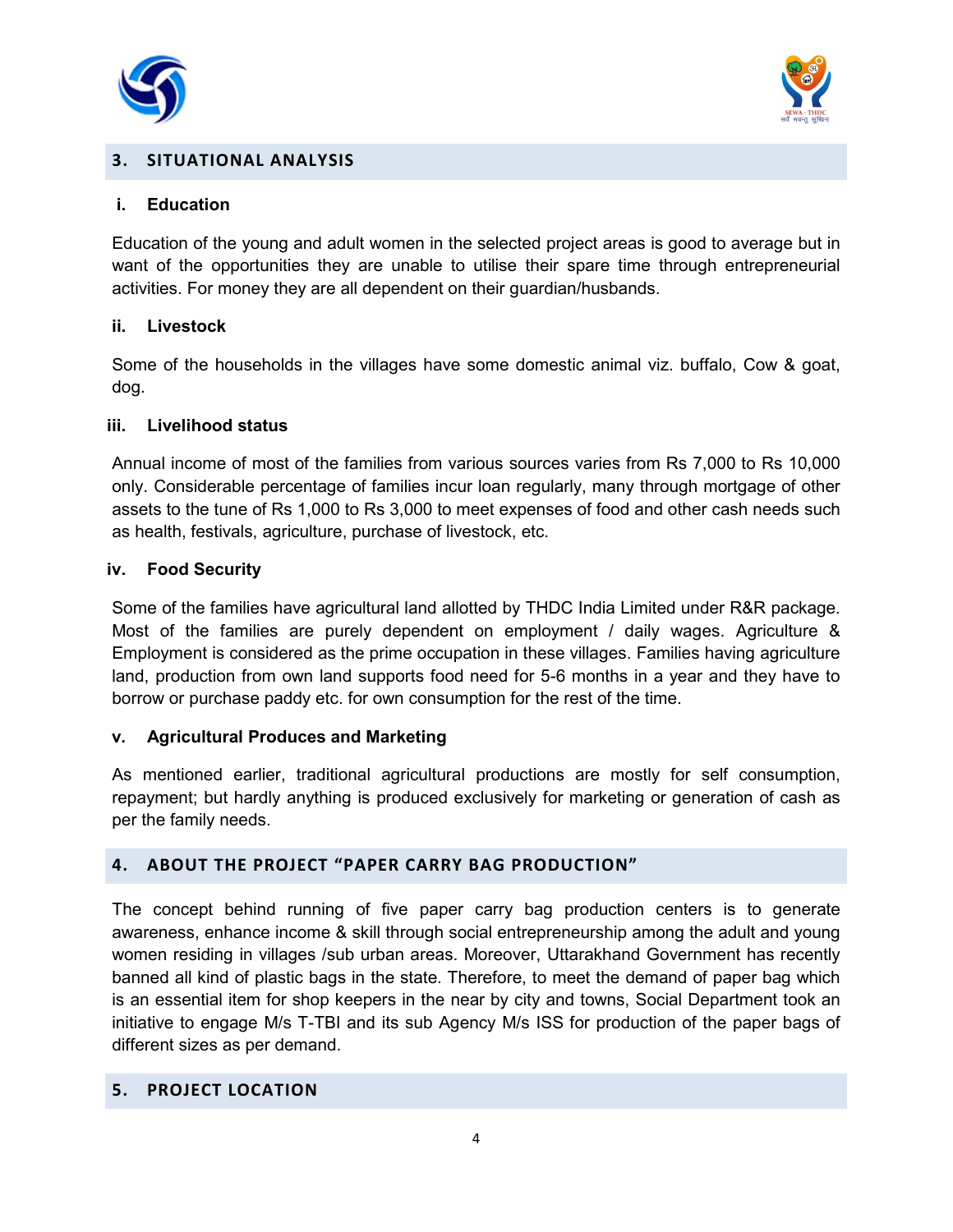## 3. SITUATIONAL ANALYSIS

### i. Education

Education of the young and adult women in the selected project areas is good to average but in want of the opportunities they are unable to utilise their spare time through entrepreneurial activities. For money they are all dependent on their guardian/husbands.

### ii. Livestock

Some of the households in the villages have some domestic animal viz. buffalo, Cow & goat, dog.

### iii. Livelihood status

Annual income of most of the families from various sources varies from Rs 7,000 to Rs 10,000 only. Considerable percentage of families incur loan regularly, many through mortgage of other assets to the tune of Rs 1,000 to Rs 3,000 to meet expenses of food and other cash needs such as health, festivals, agriculture, purchase of livestock, etc.

### iv. Food Security

Some of the families have agricultural land allotted by THDC India Limited under R&R package. Most of the families are purely dependent on employment / daily wages. Agriculture & Employment is considered as the prime occupation in these villages. Families having agriculture land, production from own land supports food need for 5-6 months in a year and they have to borrow or purchase paddy etc. for own consumption for the rest of the time.

### v. Agricultural Produces and Marketing

As mentioned earlier, traditional agricultural productions are mostly for self consumption, repayment; but hardly anything is produced exclusively for marketing or generation of cash as per the family needs.

## 4. ABOUT THE PROJECT "PAPER CARRY BAG PRODUCTION"

The concept behind running of five paper carry bag production centers is to generate awareness, enhance income & skill through social entrepreneurship among the adult and young women residing in villages /sub urban areas. Moreover, Uttarakhand Government has recently banned all kind of plastic bags in the state. Therefore, to meet the demand of paper bag which is an essential item for shop keepers in the near by city and towns, Social Department took an initiative to engage M/s T-TBI and its sub Agency M/s ISS for production of the paper bags of different sizes as per demand.

## 5. PROJECT LOCATION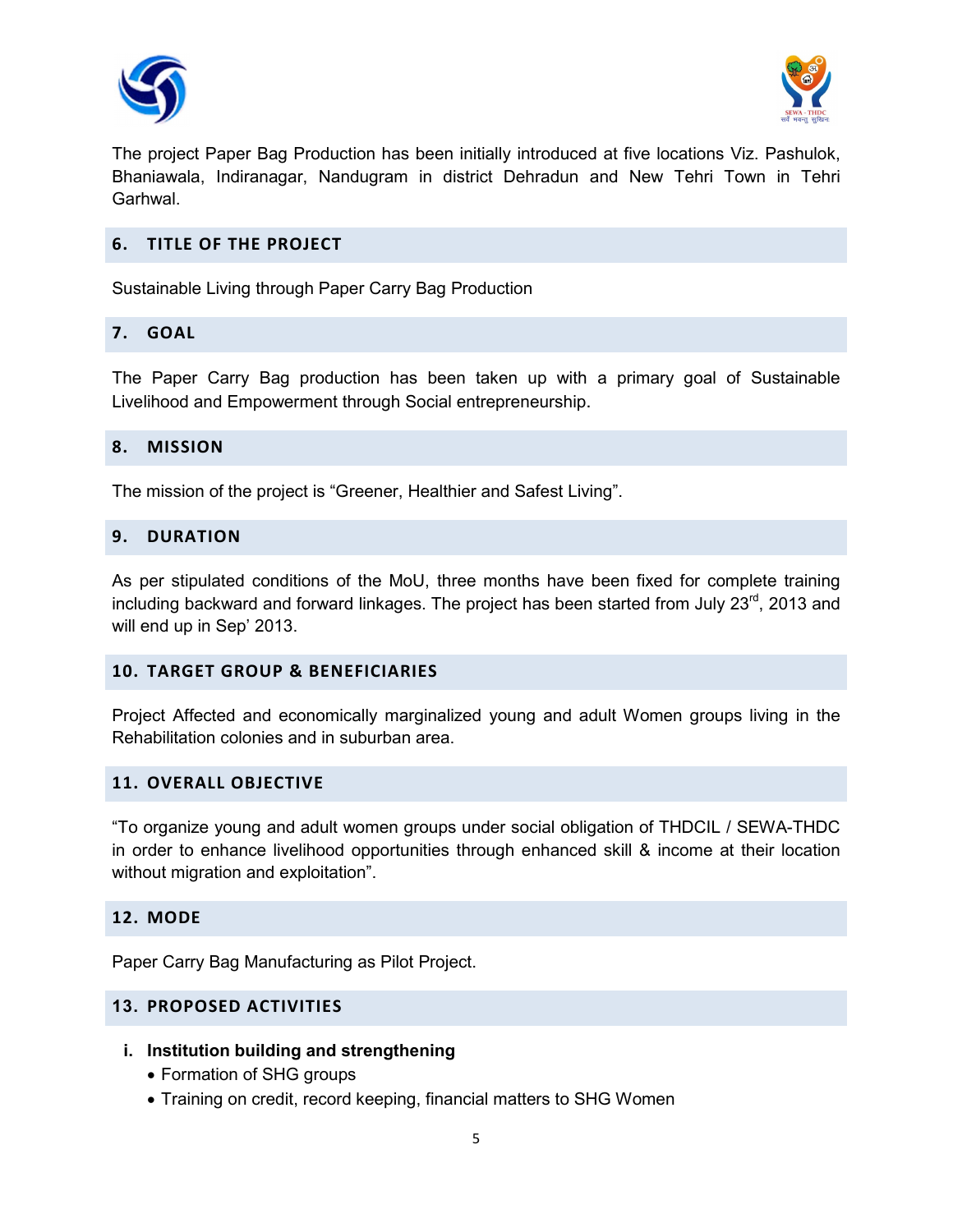The project Paper Bag Production has been initially introduced at five locations Viz. Pashulok, Bhaniawala, Indiranagar, Nandugram in district Dehradun and New Tehri Town in Tehri Garhwal.

## 6. TITLE OF THE PROJECT

Sustainable Living through Paper Carry Bag Production

## 7. GOAL

The Paper Carry Bag production has been taken up with a primary goal of Sustainable Livelihood and Empowerment through Social entrepreneurship.

## 8. MISSION

The mission of the project is "Greener, Healthier and Safest Living".

## 9. DURATION

As per stipulated conditions of the MoU, three months have been fixed for complete training including backward and forward linkages. The project has been started from July 23rd, 2013 and will end up in Sep' 2013.

## 10. TARGET GROUP & BENEFICIARIES

Project Affected and economically marginalized young and adult Women groups living in the Rehabilitation colonies and in suburban area.

## 11. OVERALL OBJECTIVE

"To organize young and adult women groups under social obligation of THDCIL / SEWA-THDC in order to enhance livelihood opportunities through enhanced skill & income at their location without migration and exploitation".

## 12. MODE

Paper Carry Bag Manufacturing as Pilot Project.

## 13. PROPOSED ACTIVITIES

**i. Institution building and strengthening**

- Formation of SHG groups
- Training on credit, record keeping, financial matters to SHG Women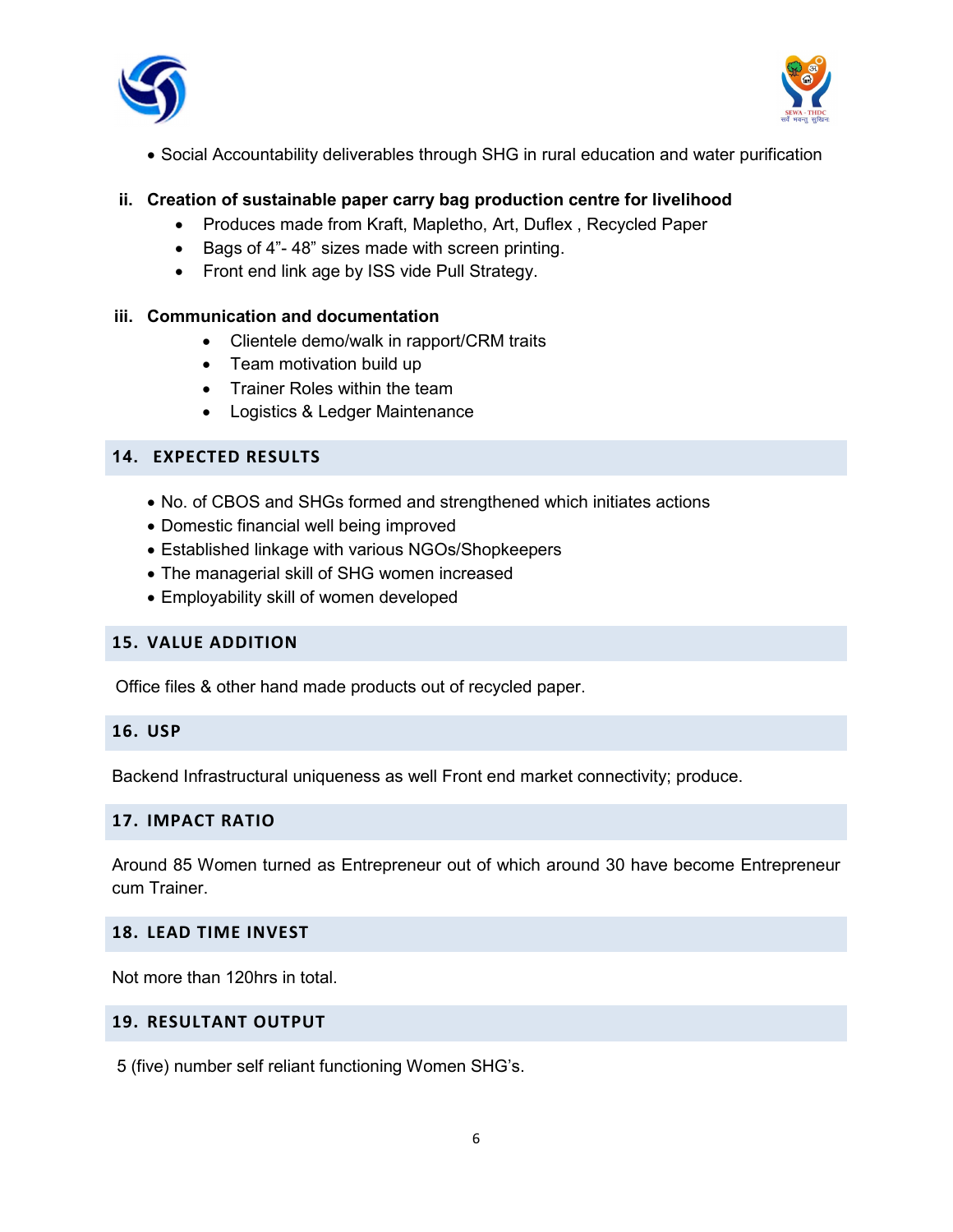- Social Accountability deliverables through SHG in rural education and water purification

**ii. Creation of sustainable paper carry bag production centre for livelihood**

- Produces made from Kraft, Mapletho, Art, Duflex , Recycled Paper
- Bags of 4”- 48” sizes made with screen printing.
- Front end link age by ISS vide Pull Strategy.

**iii. Communication and documentation**

- Clientele demo/walk in rapport/CRM traits
- Team motivation build up
- Trainer Roles within the team
- Logistics & Ledger Maintenance

## 14. EXPECTED RESULTS

- No. of CBOS and SHGs formed and strengthened which initiates actions
- Domestic financial well being improved
- Established linkage with various NGOs/Shopkeepers
- The managerial skill of SHG women increased
- Employability skill of women developed

## 15. VALUE ADDITION

Office files & other hand made products out of recycled paper.

## 16. USP

Backend Infrastructural uniqueness as well Front end market connectivity; produce.

## 17. IMPACT RATIO

Around 85 Women turned as Entrepreneur out of which around 30 have become Entrepreneur cum Trainer.

## 18. LEAD TIME INVEST

Not more than 120hrs in total.

## 19. RESULTANT OUTPUT

5 (five) number self reliant functioning Women SHG’s.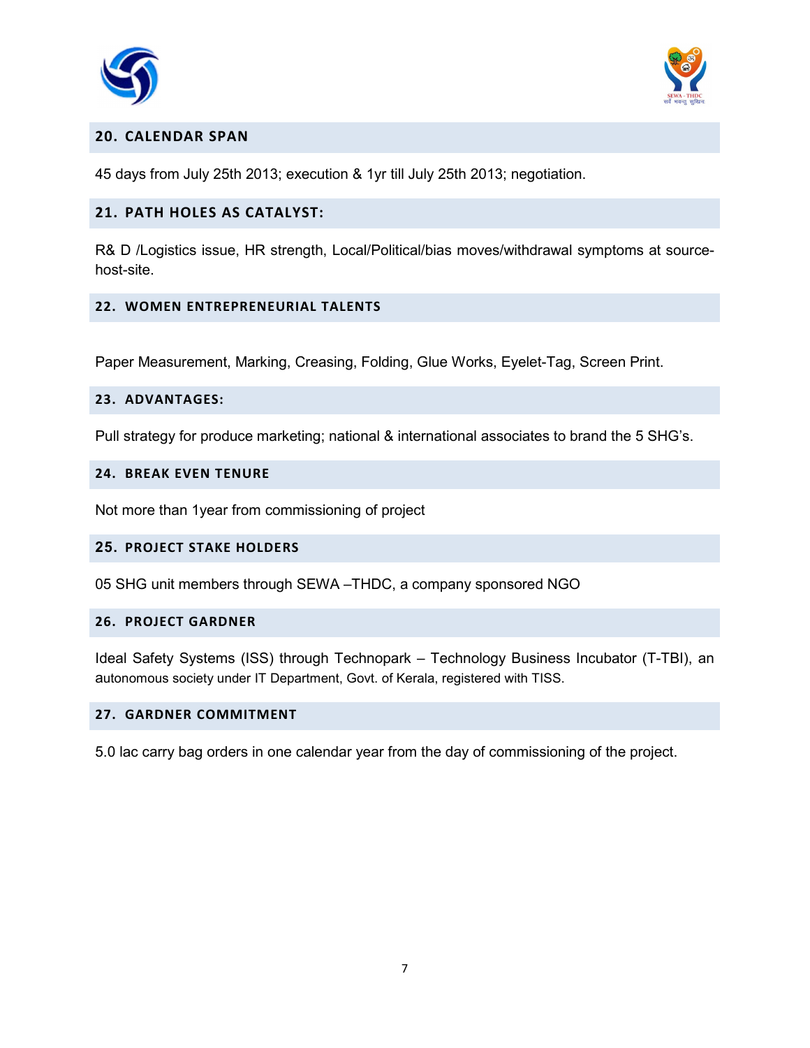## 20. CALENDAR SPAN

45 days from July 25th 2013; execution & 1yr till July 25th 2013; negotiation.

## 21. PATH HOLES AS CATALYST:

R& D /Logistics issue, HR strength, Local/Political/bias moves/withdrawal symptoms at source-host-site.

## 22. WOMEN ENTREPRENEURIAL TALENTS

Paper Measurement, Marking, Creasing, Folding, Glue Works, Eyelet-Tag, Screen Print.

## 23. ADVANTAGES:

Pull strategy for produce marketing; national & international associates to brand the 5 SHG's.

## 24. BREAK EVEN TENURE

Not more than 1year from commissioning of project

## 25. PROJECT STAKE HOLDERS

05 SHG unit members through SEWA –THDC, a company sponsored NGO

## 26. PROJECT GARDNER

Ideal Safety Systems (ISS) through Technopark – Technology Business Incubator (T-TBI), an autonomous society under IT Department, Govt. of Kerala, registered with TISS.

## 27. GARDNER COMMITMENT

5.0 lac carry bag orders in one calendar year from the day of commissioning of the project.